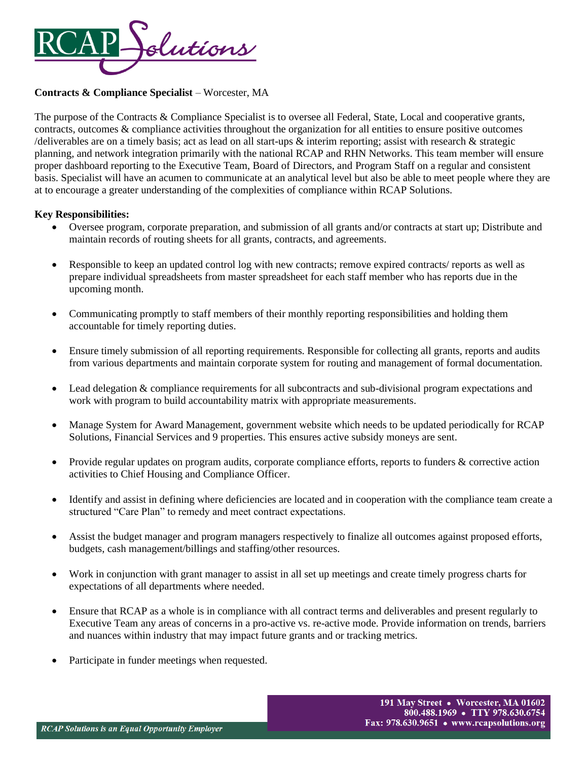**Contracts & Compliance Specialist** – Worcester, MA

The purpose of the Contracts & Compliance Specialist is to oversee all Federal, State, Local and cooperative grants, contracts, outcomes & compliance activities throughout the organization for all entities to ensure positive outcomes /deliverables are on a timely basis; act as lead on all start-ups & interim reporting; assist with research & strategic planning, and network integration primarily with the national RCAP and RHN Networks. This team member will ensure proper dashboard reporting to the Executive Team, Board of Directors, and Program Staff on a regular and consistent basis. Specialist will have an acumen to communicate at an analytical level but also be able to meet people where they are at to encourage a greater understanding of the complexities of compliance within RCAP Solutions.

**Key Responsibilities:**

- Oversee program, corporate preparation, and submission of all grants and/or contracts at start up; Distribute and maintain records of routing sheets for all grants, contracts, and agreements.
- Responsible to keep an updated control log with new contracts; remove expired contracts/ reports as well as prepare individual spreadsheets from master spreadsheet for each staff member who has reports due in the upcoming month.
- Communicating promptly to staff members of their monthly reporting responsibilities and holding them accountable for timely reporting duties.
- Ensure timely submission of all reporting requirements. Responsible for collecting all grants, reports and audits from various departments and maintain corporate system for routing and management of formal documentation.
- Lead delegation & compliance requirements for all subcontracts and sub-divisional program expectations and work with program to build accountability matrix with appropriate measurements.
- Manage System for Award Management, government website which needs to be updated periodically for RCAP Solutions, Financial Services and 9 properties. This ensures active subsidy moneys are sent.
- Provide regular updates on program audits, corporate compliance efforts, reports to funders & corrective action activities to Chief Housing and Compliance Officer.
- Identify and assist in defining where deficiencies are located and in cooperation with the compliance team create a structured "Care Plan" to remedy and meet contract expectations.
- Assist the budget manager and program managers respectively to finalize all outcomes against proposed efforts, budgets, cash management/billings and staffing/other resources.
- Work in conjunction with grant manager to assist in all set up meetings and create timely progress charts for expectations of all departments where needed.
- Ensure that RCAP as a whole is in compliance with all contract terms and deliverables and present regularly to Executive Team any areas of concerns in a pro-active vs. re-active mode. Provide information on trends, barriers and nuances within industry that may impact future grants and or tracking metrics.
- Participate in funder meetings when requested.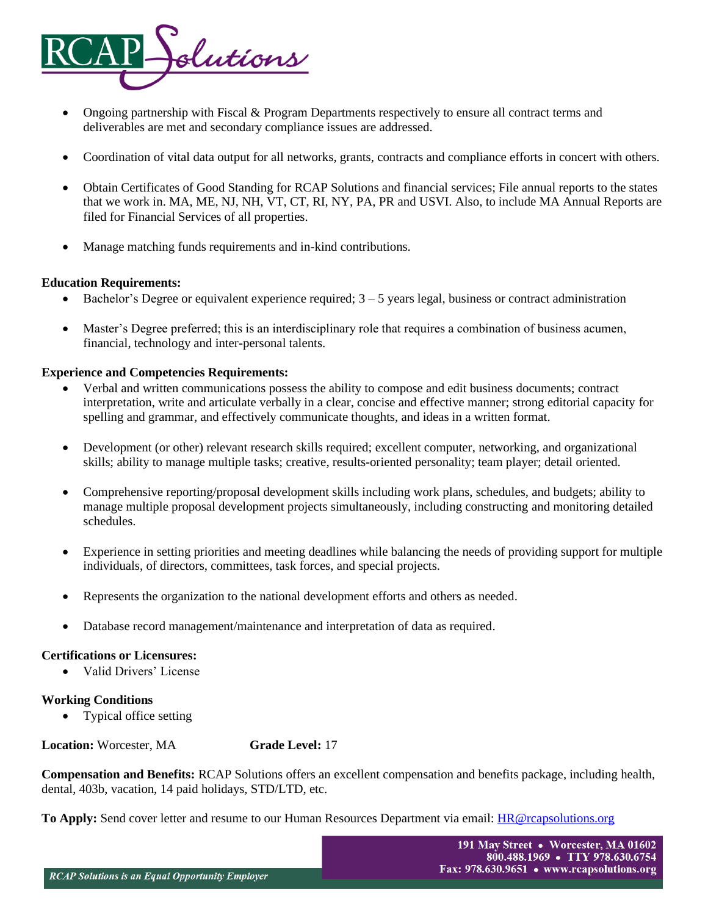- Ongoing partnership with Fiscal & Program Departments respectively to ensure all contract terms and deliverables are met and secondary compliance issues are addressed.

- Coordination of vital data output for all networks, grants, contracts and compliance efforts in concert with others.

- Obtain Certificates of Good Standing for RCAP Solutions and financial services; File annual reports to the states that we work in. MA, ME, NJ, NH, VT, CT, RI, NY, PA, PR and USVI. Also, to include MA Annual Reports are filed for Financial Services of all properties.

- Manage matching funds requirements and in-kind contributions.

**Education Requirements:**

- Bachelor's Degree or equivalent experience required; 3 – 5 years legal, business or contract administration

- Master's Degree preferred; this is an interdisciplinary role that requires a combination of business acumen, financial, technology and inter-personal talents.

**Experience and Competencies Requirements:**

- Verbal and written communications possess the ability to compose and edit business documents; contract interpretation, write and articulate verbally in a clear, concise and effective manner; strong editorial capacity for spelling and grammar, and effectively communicate thoughts, and ideas in a written format.

- Development (or other) relevant research skills required; excellent computer, networking, and organizational skills; ability to manage multiple tasks; creative, results-oriented personality; team player; detail oriented.

- Comprehensive reporting/proposal development skills including work plans, schedules, and budgets; ability to manage multiple proposal development projects simultaneously, including constructing and monitoring detailed schedules.

- Experience in setting priorities and meeting deadlines while balancing the needs of providing support for multiple individuals, of directors, committees, task forces, and special projects.

- Represents the organization to the national development efforts and others as needed.

- Database record management/maintenance and interpretation of data as required.

**Certifications or Licensures:**

- Valid Drivers' License

**Working Conditions**

- Typical office setting

**Location:** Worcester, MA **Grade Level:** 17

**Compensation and Benefits:** RCAP Solutions offers an excellent compensation and benefits package, including health, dental, 403b, vacation, 14 paid holidays, STD/LTD, etc.

**To Apply:** Send cover letter and resume to our Human Resources Department via email: HR@rcapsolutions.org

*RCAP Solutions is an Equal Opportunity Employer*

**191 May Street • Worcester, MA 01602**
**800.488.1969 • TTY 978.630.6754**
**Fax: 978.630.9651 • www.rcapsolutions.org**